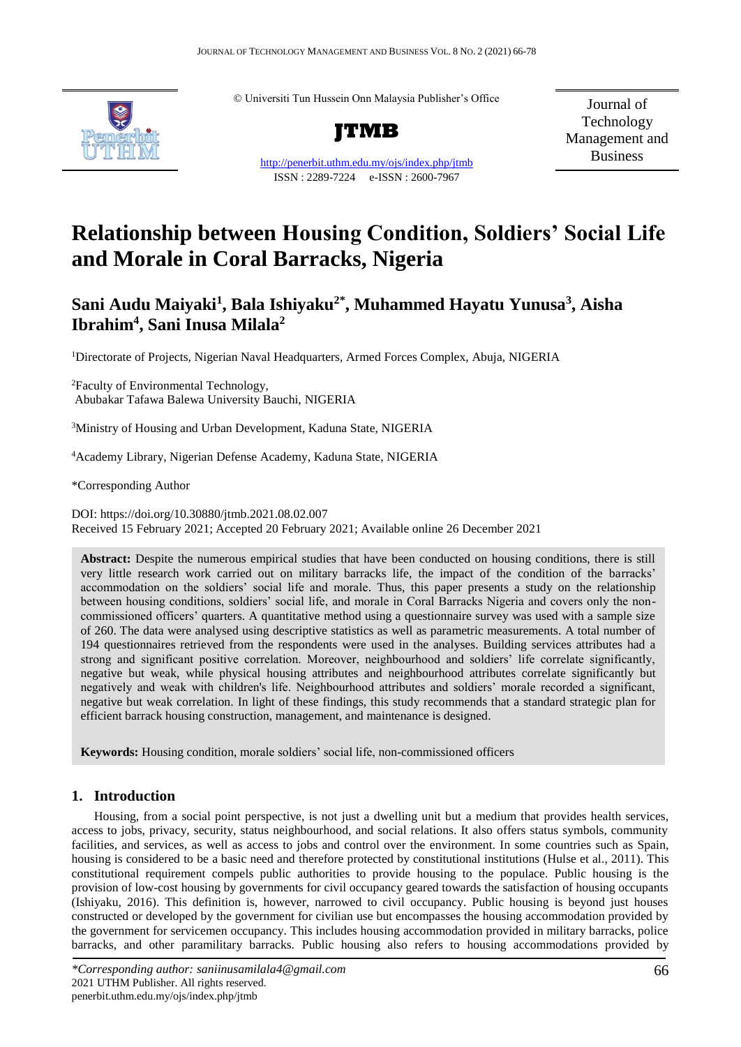© Universiti Tun Hussein Onn Malaysia Publisher's Office

**JTMB**

http://penerbit.uthm.edu.my/ojs/index.php/jtmb

ISSN : 2289-7224 e-ISSN : 2600-7967

Journal of Technology Management and Business

# Relationship between Housing Condition, Soldiers' Social Life and Morale in Coral Barracks, Nigeria

**Sani Audu Maiyaki[1], Bala Ishiyaku[2*], Muhammed Hayatu Yunusa[3], Aisha Ibrahim[4], Sani Inusa Milala[2]**

[1]Directorate of Projects, Nigerian Naval Headquarters, Armed Forces Complex, Abuja, NIGERIA

[2]Faculty of Environmental Technology, Abubakar Tafawa Balewa University Bauchi, NIGERIA

[3]Ministry of Housing and Urban Development, Kaduna State, NIGERIA

[4]Academy Library, Nigerian Defense Academy, Kaduna State, NIGERIA

*Corresponding Author

DOI: https://doi.org/10.30880/jtmb.2021.08.02.007

Received 15 February 2021; Accepted 20 February 2021; Available online 26 December 2021

**Abstract:** Despite the numerous empirical studies that have been conducted on housing conditions, there is still very little research work carried out on military barracks life, the impact of the condition of the barracks' accommodation on the soldiers' social life and morale. Thus, this paper presents a study on the relationship between housing conditions, soldiers' social life, and morale in Coral Barracks Nigeria and covers only the non-commissioned officers' quarters. A quantitative method using a questionnaire survey was used with a sample size of 260. The data were analysed using descriptive statistics as well as parametric measurements. A total number of 194 questionnaires retrieved from the respondents were used in the analyses. Building services attributes had a strong and significant positive correlation. Moreover, neighbourhood and soldiers' life correlate significantly, negative but weak, while physical housing attributes and neighbourhood attributes correlate significantly but negatively and weak with children's life. Neighbourhood attributes and soldiers' morale recorded a significant, negative but weak correlation. In light of these findings, this study recommends that a standard strategic plan for efficient barrack housing construction, management, and maintenance is designed.

**Keywords:** Housing condition, morale soldiers' social life, non-commissioned officers

## 1. Introduction

Housing, from a social point perspective, is not just a dwelling unit but a medium that provides health services, access to jobs, privacy, security, status neighbourhood, and social relations. It also offers status symbols, community facilities, and services, as well as access to jobs and control over the environment. In some countries such as Spain, housing is considered to be a basic need and therefore protected by constitutional institutions (Hulse et al., 2011). This constitutional requirement compels public authorities to provide housing to the populace. Public housing is the provision of low-cost housing by governments for civil occupancy geared towards the satisfaction of housing occupants (Ishiyaku, 2016). This definition is, however, narrowed to civil occupancy. Public housing is beyond just houses constructed or developed by the government for civilian use but encompasses the housing accommodation provided by the government for servicemen occupancy. This includes housing accommodation provided in military barracks, police barracks, and other paramilitary barracks. Public housing also refers to housing accommodations provided by

*Corresponding author: saniinusamilala4@gmail.com

2021 UTHM Publisher. All rights reserved.

penerbit.uthm.edu.my/ojs/index.php/jtmb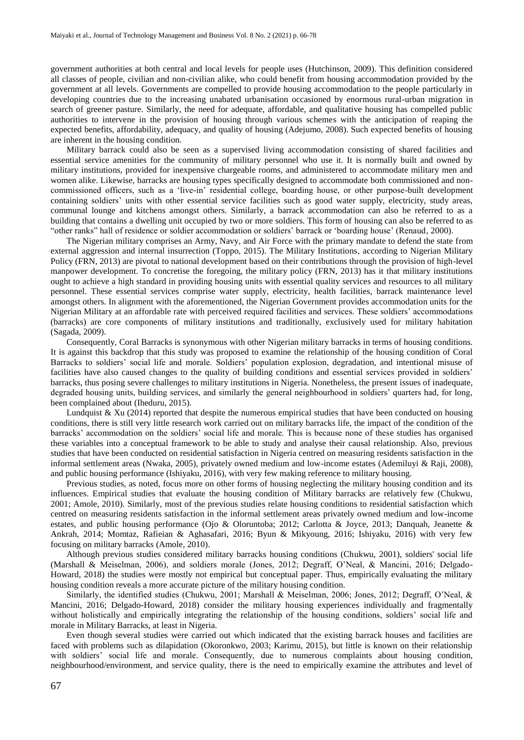government authorities at both central and local levels for people uses (Hutchinson, 2009). This definition considered all classes of people, civilian and non-civilian alike, who could benefit from housing accommodation provided by the government at all levels. Governments are compelled to provide housing accommodation to the people particularly in developing countries due to the increasing unabated urbanisation occasioned by enormous rural-urban migration in search of greener pasture. Similarly, the need for adequate, affordable, and qualitative housing has compelled public authorities to intervene in the provision of housing through various schemes with the anticipation of reaping the expected benefits, affordability, adequacy, and quality of housing (Adejumo, 2008). Such expected benefits of housing are inherent in the housing condition.

Military barrack could also be seen as a supervised living accommodation consisting of shared facilities and essential service amenities for the community of military personnel who use it. It is normally built and owned by military institutions, provided for inexpensive chargeable rooms, and administered to accommodate military men and women alike. Likewise, barracks are housing types specifically designed to accommodate both commissioned and non-commissioned officers, such as a 'live-in' residential college, boarding house, or other purpose-built development containing soldiers' units with other essential service facilities such as good water supply, electricity, study areas, communal lounge and kitchens amongst others. Similarly, a barrack accommodation can also be referred to as a building that contains a dwelling unit occupied by two or more soldiers. This form of housing can also be referred to as "other ranks" hall of residence or soldier accommodation or soldiers' barrack or 'boarding house' (Renaud, 2000).

The Nigerian military comprises an Army, Navy, and Air Force with the primary mandate to defend the state from external aggression and internal insurrection (Toppo, 2015). The Military Institutions, according to Nigerian Military Policy (FRN, 2013) are pivotal to national development based on their contributions through the provision of high-level manpower development. To concretise the foregoing, the military policy (FRN, 2013) has it that military institutions ought to achieve a high standard in providing housing units with essential quality services and resources to all military personnel. These essential services comprise water supply, electricity, health facilities, barrack maintenance level amongst others. In alignment with the aforementioned, the Nigerian Government provides accommodation units for the Nigerian Military at an affordable rate with perceived required facilities and services. These soldiers' accommodations (barracks) are core components of military institutions and traditionally, exclusively used for military habitation (Sagada, 2009).

Consequently, Coral Barracks is synonymous with other Nigerian military barracks in terms of housing conditions. It is against this backdrop that this study was proposed to examine the relationship of the housing condition of Coral Barracks to soldiers' social life and morale. Soldiers' population explosion, degradation, and intentional misuse of facilities have also caused changes to the quality of building conditions and essential services provided in soldiers' barracks, thus posing severe challenges to military institutions in Nigeria. Nonetheless, the present issues of inadequate, degraded housing units, building services, and similarly the general neighbourhood in soldiers' quarters had, for long, been complained about (Iheduru, 2015).

Lundquist & Xu (2014) reported that despite the numerous empirical studies that have been conducted on housing conditions, there is still very little research work carried out on military barracks life, the impact of the condition of the barracks' accommodation on the soldiers' social life and morale. This is because none of these studies has organised these variables into a conceptual framework to be able to study and analyse their causal relationship. Also, previous studies that have been conducted on residential satisfaction in Nigeria centred on measuring residents satisfaction in the informal settlement areas (Nwaka, 2005), privately owned medium and low-income estates (Ademiluyi & Raji, 2008), and public housing performance (Ishiyaku, 2016), with very few making reference to military housing.

Previous studies, as noted, focus more on other forms of housing neglecting the military housing condition and its influences. Empirical studies that evaluate the housing condition of Military barracks are relatively few (Chukwu, 2001; Amole, 2010). Similarly, most of the previous studies relate housing conditions to residential satisfaction which centred on measuring residents satisfaction in the informal settlement areas privately owned medium and low-income estates, and public housing performance (Ojo & Oloruntoba; 2012; Carlotta & Joyce, 2013; Danquah, Jeanette & Ankrah, 2014; Momtaz, Rafieian & Aghasafari, 2016; Byun & Mikyoung, 2016; Ishiyaku, 2016) with very few focusing on military barracks (Amole, 2010).

Although previous studies considered military barracks housing conditions (Chukwu, 2001), soldiers' social life (Marshall & Meiselman, 2006), and soldiers morale (Jones, 2012; Degraff, O'Neal, & Mancini, 2016; Delgado-Howard, 2018) the studies were mostly not empirical but conceptual paper. Thus, empirically evaluating the military housing condition reveals a more accurate picture of the military housing condition.

Similarly, the identified studies (Chukwu, 2001; Marshall & Meiselman, 2006; Jones, 2012; Degraff, O'Neal, & Mancini, 2016; Delgado-Howard, 2018) consider the military housing experiences individually and fragmentally without holistically and empirically integrating the relationship of the housing conditions, soldiers' social life and morale in Military Barracks, at least in Nigeria.

Even though several studies were carried out which indicated that the existing barrack houses and facilities are faced with problems such as dilapidation (Okoronkwo, 2003; Karimu, 2015), but little is known on their relationship with soldiers' social life and morale. Consequently, due to numerous complaints about housing condition, neighbourhood/environment, and service quality, there is the need to empirically examine the attributes and level of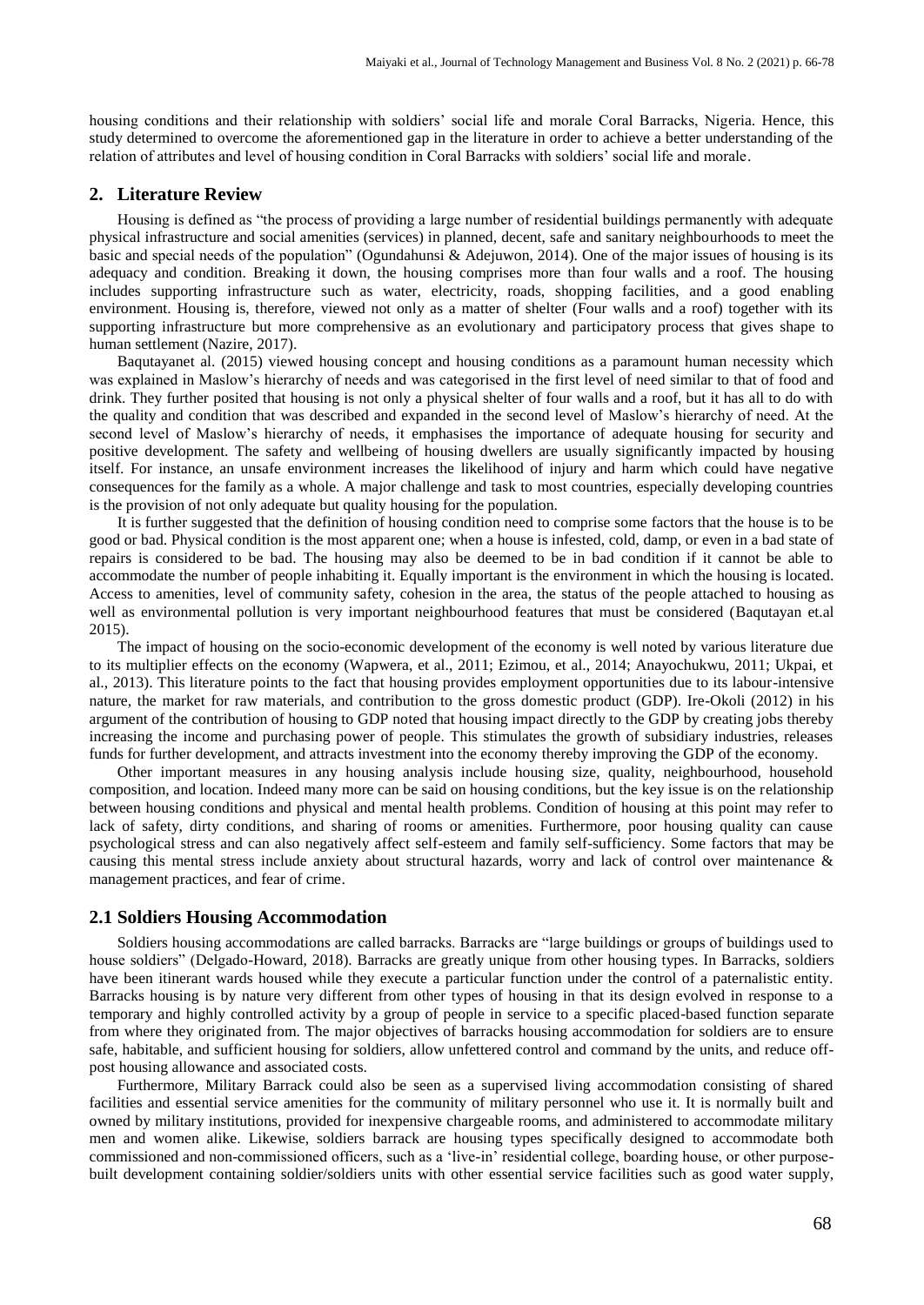housing conditions and their relationship with soldiers' social life and morale Coral Barracks, Nigeria. Hence, this study determined to overcome the aforementioned gap in the literature in order to achieve a better understanding of the relation of attributes and level of housing condition in Coral Barracks with soldiers' social life and morale.

## 2. Literature Review

Housing is defined as "the process of providing a large number of residential buildings permanently with adequate physical infrastructure and social amenities (services) in planned, decent, safe and sanitary neighbourhoods to meet the basic and special needs of the population" (Ogundahunsi & Adejuwon, 2014). One of the major issues of housing is its adequacy and condition. Breaking it down, the housing comprises more than four walls and a roof. The housing includes supporting infrastructure such as water, electricity, roads, shopping facilities, and a good enabling environment. Housing is, therefore, viewed not only as a matter of shelter (Four walls and a roof) together with its supporting infrastructure but more comprehensive as an evolutionary and participatory process that gives shape to human settlement (Nazire, 2017).

Baqutayanet al. (2015) viewed housing concept and housing conditions as a paramount human necessity which was explained in Maslow's hierarchy of needs and was categorised in the first level of need similar to that of food and drink. They further posited that housing is not only a physical shelter of four walls and a roof, but it has all to do with the quality and condition that was described and expanded in the second level of Maslow's hierarchy of need. At the second level of Maslow's hierarchy of needs, it emphasises the importance of adequate housing for security and positive development. The safety and wellbeing of housing dwellers are usually significantly impacted by housing itself. For instance, an unsafe environment increases the likelihood of injury and harm which could have negative consequences for the family as a whole. A major challenge and task to most countries, especially developing countries is the provision of not only adequate but quality housing for the population.

It is further suggested that the definition of housing condition need to comprise some factors that the house is to be good or bad. Physical condition is the most apparent one; when a house is infested, cold, damp, or even in a bad state of repairs is considered to be bad. The housing may also be deemed to be in bad condition if it cannot be able to accommodate the number of people inhabiting it. Equally important is the environment in which the housing is located. Access to amenities, level of community safety, cohesion in the area, the status of the people attached to housing as well as environmental pollution is very important neighbourhood features that must be considered (Baqutayan et.al 2015).

The impact of housing on the socio-economic development of the economy is well noted by various literature due to its multiplier effects on the economy (Wapwera, et al., 2011; Ezimou, et al., 2014; Anayochukwu, 2011; Ukpai, et al., 2013). This literature points to the fact that housing provides employment opportunities due to its labour-intensive nature, the market for raw materials, and contribution to the gross domestic product (GDP). Ire-Okoli (2012) in his argument of the contribution of housing to GDP noted that housing impact directly to the GDP by creating jobs thereby increasing the income and purchasing power of people. This stimulates the growth of subsidiary industries, releases funds for further development, and attracts investment into the economy thereby improving the GDP of the economy.

Other important measures in any housing analysis include housing size, quality, neighbourhood, household composition, and location. Indeed many more can be said on housing conditions, but the key issue is on the relationship between housing conditions and physical and mental health problems. Condition of housing at this point may refer to lack of safety, dirty conditions, and sharing of rooms or amenities. Furthermore, poor housing quality can cause psychological stress and can also negatively affect self-esteem and family self-sufficiency. Some factors that may be causing this mental stress include anxiety about structural hazards, worry and lack of control over maintenance & management practices, and fear of crime.

### 2.1 Soldiers Housing Accommodation

Soldiers housing accommodations are called barracks. Barracks are "large buildings or groups of buildings used to house soldiers" (Delgado-Howard, 2018). Barracks are greatly unique from other housing types. In Barracks, soldiers have been itinerant wards housed while they execute a particular function under the control of a paternalistic entity. Barracks housing is by nature very different from other types of housing in that its design evolved in response to a temporary and highly controlled activity by a group of people in service to a specific placed-based function separate from where they originated from. The major objectives of barracks housing accommodation for soldiers are to ensure safe, habitable, and sufficient housing for soldiers, allow unfettered control and command by the units, and reduce off-post housing allowance and associated costs.

Furthermore, Military Barrack could also be seen as a supervised living accommodation consisting of shared facilities and essential service amenities for the community of military personnel who use it. It is normally built and owned by military institutions, provided for inexpensive chargeable rooms, and administered to accommodate military men and women alike. Likewise, soldiers barrack are housing types specifically designed to accommodate both commissioned and non-commissioned officers, such as a 'live-in' residential college, boarding house, or other purpose-built development containing soldier/soldiers units with other essential service facilities such as good water supply,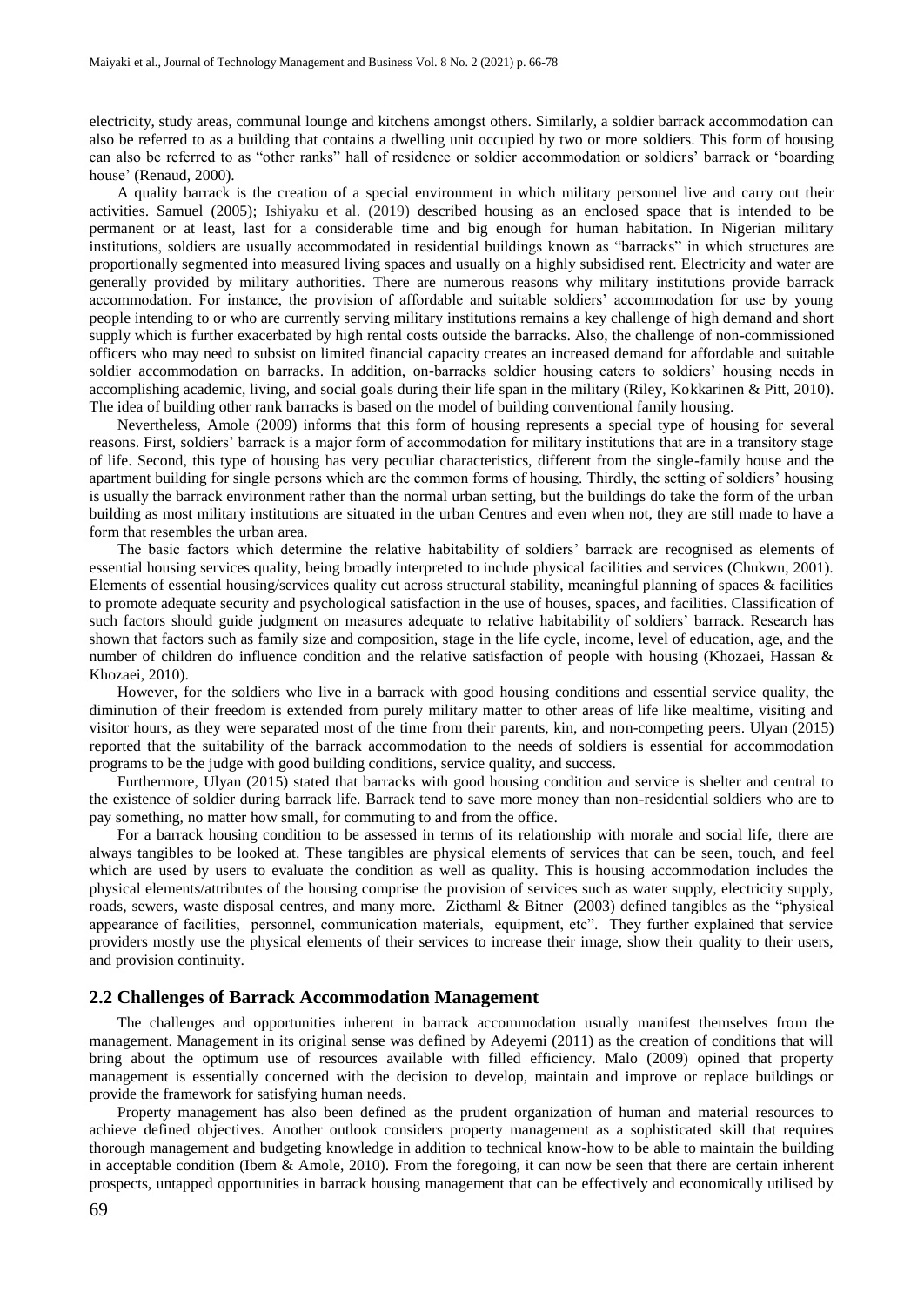electricity, study areas, communal lounge and kitchens amongst others. Similarly, a soldier barrack accommodation can also be referred to as a building that contains a dwelling unit occupied by two or more soldiers. This form of housing can also be referred to as "other ranks" hall of residence or soldier accommodation or soldiers' barrack or 'boarding house' (Renaud, 2000).

A quality barrack is the creation of a special environment in which military personnel live and carry out their activities. Samuel (2005); Ishiyaku et al. (2019) described housing as an enclosed space that is intended to be permanent or at least, last for a considerable time and big enough for human habitation. In Nigerian military institutions, soldiers are usually accommodated in residential buildings known as "barracks" in which structures are proportionally segmented into measured living spaces and usually on a highly subsidised rent. Electricity and water are generally provided by military authorities. There are numerous reasons why military institutions provide barrack accommodation. For instance, the provision of affordable and suitable soldiers' accommodation for use by young people intending to or who are currently serving military institutions remains a key challenge of high demand and short supply which is further exacerbated by high rental costs outside the barracks. Also, the challenge of non-commissioned officers who may need to subsist on limited financial capacity creates an increased demand for affordable and suitable soldier accommodation on barracks. In addition, on-barracks soldier housing caters to soldiers' housing needs in accomplishing academic, living, and social goals during their life span in the military (Riley, Kokkarinen & Pitt, 2010). The idea of building other rank barracks is based on the model of building conventional family housing.

Nevertheless, Amole (2009) informs that this form of housing represents a special type of housing for several reasons. First, soldiers' barrack is a major form of accommodation for military institutions that are in a transitory stage of life. Second, this type of housing has very peculiar characteristics, different from the single-family house and the apartment building for single persons which are the common forms of housing. Thirdly, the setting of soldiers' housing is usually the barrack environment rather than the normal urban setting, but the buildings do take the form of the urban building as most military institutions are situated in the urban Centres and even when not, they are still made to have a form that resembles the urban area.

The basic factors which determine the relative habitability of soldiers' barrack are recognised as elements of essential housing services quality, being broadly interpreted to include physical facilities and services (Chukwu, 2001). Elements of essential housing/services quality cut across structural stability, meaningful planning of spaces & facilities to promote adequate security and psychological satisfaction in the use of houses, spaces, and facilities. Classification of such factors should guide judgment on measures adequate to relative habitability of soldiers' barrack. Research has shown that factors such as family size and composition, stage in the life cycle, income, level of education, age, and the number of children do influence condition and the relative satisfaction of people with housing (Khozaei, Hassan & Khozaei, 2010).

However, for the soldiers who live in a barrack with good housing conditions and essential service quality, the diminution of their freedom is extended from purely military matter to other areas of life like mealtime, visiting and visitor hours, as they were separated most of the time from their parents, kin, and non-competing peers. Ulyan (2015) reported that the suitability of the barrack accommodation to the needs of soldiers is essential for accommodation programs to be the judge with good building conditions, service quality, and success.

Furthermore, Ulyan (2015) stated that barracks with good housing condition and service is shelter and central to the existence of soldier during barrack life. Barrack tend to save more money than non-residential soldiers who are to pay something, no matter how small, for commuting to and from the office.

For a barrack housing condition to be assessed in terms of its relationship with morale and social life, there are always tangibles to be looked at. These tangibles are physical elements of services that can be seen, touch, and feel which are used by users to evaluate the condition as well as quality. This is housing accommodation includes the physical elements/attributes of the housing comprise the provision of services such as water supply, electricity supply, roads, sewers, waste disposal centres, and many more. Ziethaml & Bitner (2003) defined tangibles as the "physical appearance of facilities, personnel, communication materials, equipment, etc". They further explained that service providers mostly use the physical elements of their services to increase their image, show their quality to their users, and provision continuity.

## 2.2 Challenges of Barrack Accommodation Management

The challenges and opportunities inherent in barrack accommodation usually manifest themselves from the management. Management in its original sense was defined by Adeyemi (2011) as the creation of conditions that will bring about the optimum use of resources available with filled efficiency. Malo (2009) opined that property management is essentially concerned with the decision to develop, maintain and improve or replace buildings or provide the framework for satisfying human needs.

Property management has also been defined as the prudent organization of human and material resources to achieve defined objectives. Another outlook considers property management as a sophisticated skill that requires thorough management and budgeting knowledge in addition to technical know-how to be able to maintain the building in acceptable condition (Ibem & Amole, 2010). From the foregoing, it can now be seen that there are certain inherent prospects, untapped opportunities in barrack housing management that can be effectively and economically utilised by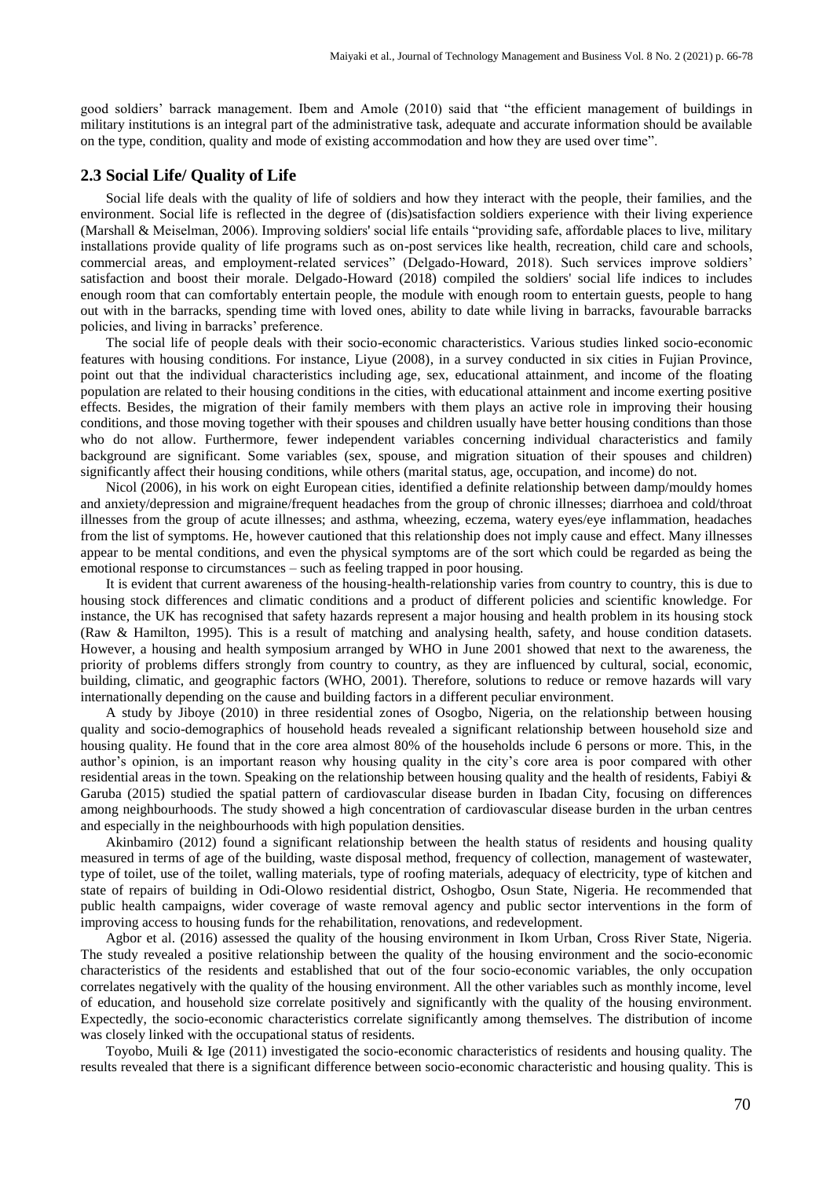good soldiers' barrack management. Ibem and Amole (2010) said that "the efficient management of buildings in military institutions is an integral part of the administrative task, adequate and accurate information should be available on the type, condition, quality and mode of existing accommodation and how they are used over time".

## 2.3 Social Life/ Quality of Life

Social life deals with the quality of life of soldiers and how they interact with the people, their families, and the environment. Social life is reflected in the degree of (dis)satisfaction soldiers experience with their living experience (Marshall & Meiselman, 2006). Improving soldiers' social life entails "providing safe, affordable places to live, military installations provide quality of life programs such as on-post services like health, recreation, child care and schools, commercial areas, and employment-related services" (Delgado-Howard, 2018). Such services improve soldiers' satisfaction and boost their morale. Delgado-Howard (2018) compiled the soldiers' social life indices to includes enough room that can comfortably entertain people, the module with enough room to entertain guests, people to hang out with in the barracks, spending time with loved ones, ability to date while living in barracks, favourable barracks policies, and living in barracks' preference.

The social life of people deals with their socio-economic characteristics. Various studies linked socio-economic features with housing conditions. For instance, Liyue (2008), in a survey conducted in six cities in Fujian Province, point out that the individual characteristics including age, sex, educational attainment, and income of the floating population are related to their housing conditions in the cities, with educational attainment and income exerting positive effects. Besides, the migration of their family members with them plays an active role in improving their housing conditions, and those moving together with their spouses and children usually have better housing conditions than those who do not allow. Furthermore, fewer independent variables concerning individual characteristics and family background are significant. Some variables (sex, spouse, and migration situation of their spouses and children) significantly affect their housing conditions, while others (marital status, age, occupation, and income) do not.

Nicol (2006), in his work on eight European cities, identified a definite relationship between damp/mouldy homes and anxiety/depression and migraine/frequent headaches from the group of chronic illnesses; diarrhoea and cold/throat illnesses from the group of acute illnesses; and asthma, wheezing, eczema, watery eyes/eye inflammation, headaches from the list of symptoms. He, however cautioned that this relationship does not imply cause and effect. Many illnesses appear to be mental conditions, and even the physical symptoms are of the sort which could be regarded as being the emotional response to circumstances – such as feeling trapped in poor housing.

It is evident that current awareness of the housing-health-relationship varies from country to country, this is due to housing stock differences and climatic conditions and a product of different policies and scientific knowledge. For instance, the UK has recognised that safety hazards represent a major housing and health problem in its housing stock (Raw & Hamilton, 1995). This is a result of matching and analysing health, safety, and house condition datasets. However, a housing and health symposium arranged by WHO in June 2001 showed that next to the awareness, the priority of problems differs strongly from country to country, as they are influenced by cultural, social, economic, building, climatic, and geographic factors (WHO, 2001). Therefore, solutions to reduce or remove hazards will vary internationally depending on the cause and building factors in a different peculiar environment.

A study by Jiboye (2010) in three residential zones of Osogbo, Nigeria, on the relationship between housing quality and socio-demographics of household heads revealed a significant relationship between household size and housing quality. He found that in the core area almost 80% of the households include 6 persons or more. This, in the author's opinion, is an important reason why housing quality in the city's core area is poor compared with other residential areas in the town. Speaking on the relationship between housing quality and the health of residents, Fabiyi & Garuba (2015) studied the spatial pattern of cardiovascular disease burden in Ibadan City, focusing on differences among neighbourhoods. The study showed a high concentration of cardiovascular disease burden in the urban centres and especially in the neighbourhoods with high population densities.

Akinbamiro (2012) found a significant relationship between the health status of residents and housing quality measured in terms of age of the building, waste disposal method, frequency of collection, management of wastewater, type of toilet, use of the toilet, walling materials, type of roofing materials, adequacy of electricity, type of kitchen and state of repairs of building in Odi-Olowo residential district, Oshogbo, Osun State, Nigeria. He recommended that public health campaigns, wider coverage of waste removal agency and public sector interventions in the form of improving access to housing funds for the rehabilitation, renovations, and redevelopment.

Agbor et al. (2016) assessed the quality of the housing environment in Ikom Urban, Cross River State, Nigeria. The study revealed a positive relationship between the quality of the housing environment and the socio-economic characteristics of the residents and established that out of the four socio-economic variables, the only occupation correlates negatively with the quality of the housing environment. All the other variables such as monthly income, level of education, and household size correlate positively and significantly with the quality of the housing environment. Expectedly, the socio-economic characteristics correlate significantly among themselves. The distribution of income was closely linked with the occupational status of residents.

Toyobo, Muili & Ige (2011) investigated the socio-economic characteristics of residents and housing quality. The results revealed that there is a significant difference between socio-economic characteristic and housing quality. This is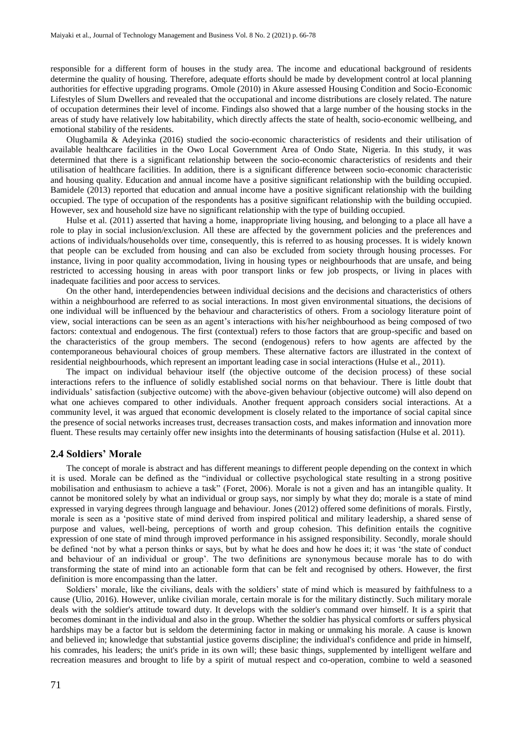responsible for a different form of houses in the study area. The income and educational background of residents determine the quality of housing. Therefore, adequate efforts should be made by development control at local planning authorities for effective upgrading programs. Omole (2010) in Akure assessed Housing Condition and Socio-Economic Lifestyles of Slum Dwellers and revealed that the occupational and income distributions are closely related. The nature of occupation determines their level of income. Findings also showed that a large number of the housing stocks in the areas of study have relatively low habitability, which directly affects the state of health, socio-economic wellbeing, and emotional stability of the residents.

Olugbamila & Adeyinka (2016) studied the socio-economic characteristics of residents and their utilisation of available healthcare facilities in the Owo Local Government Area of Ondo State, Nigeria. In this study, it was determined that there is a significant relationship between the socio-economic characteristics of residents and their utilisation of healthcare facilities. In addition, there is a significant difference between socio-economic characteristic and housing quality. Education and annual income have a positive significant relationship with the building occupied. Bamidele (2013) reported that education and annual income have a positive significant relationship with the building occupied. The type of occupation of the respondents has a positive significant relationship with the building occupied. However, sex and household size have no significant relationship with the type of building occupied.

Hulse et al. (2011) asserted that having a home, inappropriate living housing, and belonging to a place all have a role to play in social inclusion/exclusion. All these are affected by the government policies and the preferences and actions of individuals/households over time, consequently, this is referred to as housing processes. It is widely known that people can be excluded from housing and can also be excluded from society through housing processes. For instance, living in poor quality accommodation, living in housing types or neighbourhoods that are unsafe, and being restricted to accessing housing in areas with poor transport links or few job prospects, or living in places with inadequate facilities and poor access to services.

On the other hand, interdependencies between individual decisions and the decisions and characteristics of others within a neighbourhood are referred to as social interactions. In most given environmental situations, the decisions of one individual will be influenced by the behaviour and characteristics of others. From a sociology literature point of view, social interactions can be seen as an agent's interactions with his/her neighbourhood as being composed of two factors: contextual and endogenous. The first (contextual) refers to those factors that are group-specific and based on the characteristics of the group members. The second (endogenous) refers to how agents are affected by the contemporaneous behavioural choices of group members. These alternative factors are illustrated in the context of residential neighbourhoods, which represent an important leading case in social interactions (Hulse et al., 2011).

The impact on individual behaviour itself (the objective outcome of the decision process) of these social interactions refers to the influence of solidly established social norms on that behaviour. There is little doubt that individuals' satisfaction (subjective outcome) with the above-given behaviour (objective outcome) will also depend on what one achieves compared to other individuals. Another frequent approach considers social interactions. At a community level, it was argued that economic development is closely related to the importance of social capital since the presence of social networks increases trust, decreases transaction costs, and makes information and innovation more fluent. These results may certainly offer new insights into the determinants of housing satisfaction (Hulse et al. 2011).

## 2.4 Soldiers' Morale

The concept of morale is abstract and has different meanings to different people depending on the context in which it is used. Morale can be defined as the "individual or collective psychological state resulting in a strong positive mobilisation and enthusiasm to achieve a task" (Foret, 2006). Morale is not a given and has an intangible quality. It cannot be monitored solely by what an individual or group says, nor simply by what they do; morale is a state of mind expressed in varying degrees through language and behaviour. Jones (2012) offered some definitions of morals. Firstly, morale is seen as a 'positive state of mind derived from inspired political and military leadership, a shared sense of purpose and values, well-being, perceptions of worth and group cohesion. This definition entails the cognitive expression of one state of mind through improved performance in his assigned responsibility. Secondly, morale should be defined 'not by what a person thinks or says, but by what he does and how he does it; it was 'the state of conduct and behaviour of an individual or group'. The two definitions are synonymous because morale has to do with transforming the state of mind into an actionable form that can be felt and recognised by others. However, the first definition is more encompassing than the latter.

Soldiers' morale, like the civilians, deals with the soldiers' state of mind which is measured by faithfulness to a cause (Ulio, 2016). However, unlike civilian morale, certain morale is for the military distinctly. Such military morale deals with the soldier's attitude toward duty. It develops with the soldier's command over himself. It is a spirit that becomes dominant in the individual and also in the group. Whether the soldier has physical comforts or suffers physical hardships may be a factor but is seldom the determining factor in making or unmaking his morale. A cause is known and believed in; knowledge that substantial justice governs discipline; the individual's confidence and pride in himself, his comrades, his leaders; the unit's pride in its own will; these basic things, supplemented by intelligent welfare and recreation measures and brought to life by a spirit of mutual respect and co-operation, combine to weld a seasoned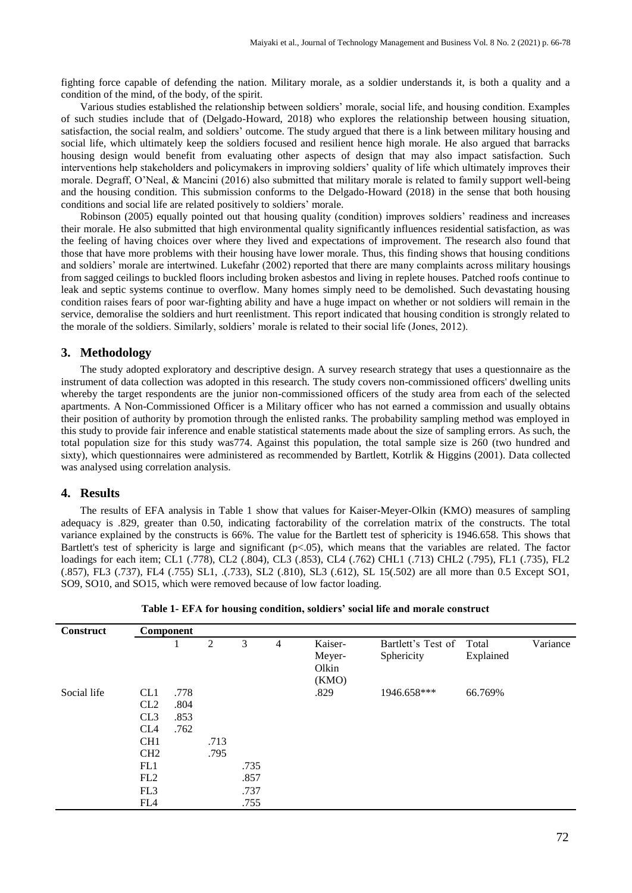fighting force capable of defending the nation. Military morale, as a soldier understands it, is both a quality and a condition of the mind, of the body, of the spirit.

Various studies established the relationship between soldiers' morale, social life, and housing condition. Examples of such studies include that of (Delgado-Howard, 2018) who explores the relationship between housing situation, satisfaction, the social realm, and soldiers' outcome. The study argued that there is a link between military housing and social life, which ultimately keep the soldiers focused and resilient hence high morale. He also argued that barracks housing design would benefit from evaluating other aspects of design that may also impact satisfaction. Such interventions help stakeholders and policymakers in improving soldiers' quality of life which ultimately improves their morale. Degraff, O'Neal, & Mancini (2016) also submitted that military morale is related to family support well-being and the housing condition. This submission conforms to the Delgado-Howard (2018) in the sense that both housing conditions and social life are related positively to soldiers' morale.

Robinson (2005) equally pointed out that housing quality (condition) improves soldiers' readiness and increases their morale. He also submitted that high environmental quality significantly influences residential satisfaction, as was the feeling of having choices over where they lived and expectations of improvement. The research also found that those that have more problems with their housing have lower morale. Thus, this finding shows that housing conditions and soldiers' morale are intertwined. Lukefahr (2002) reported that there are many complaints across military housings from sagged ceilings to buckled floors including broken asbestos and living in replete houses. Patched roofs continue to leak and septic systems continue to overflow. Many homes simply need to be demolished. Such devastating housing condition raises fears of poor war-fighting ability and have a huge impact on whether or not soldiers will remain in the service, demoralise the soldiers and hurt reenlistment. This report indicated that housing condition is strongly related to the morale of the soldiers. Similarly, soldiers' morale is related to their social life (Jones, 2012).

## 3. Methodology

The study adopted exploratory and descriptive design. A survey research strategy that uses a questionnaire as the instrument of data collection was adopted in this research. The study covers non-commissioned officers' dwelling units whereby the target respondents are the junior non-commissioned officers of the study area from each of the selected apartments. A Non-Commissioned Officer is a Military officer who has not earned a commission and usually obtains their position of authority by promotion through the enlisted ranks. The probability sampling method was employed in this study to provide fair inference and enable statistical statements made about the size of sampling errors. As such, the total population size for this study was774. Against this population, the total sample size is 260 (two hundred and sixty), which questionnaires were administered as recommended by Bartlett, Kotrlik & Higgins (2001). Data collected was analysed using correlation analysis.

## 4. Results

The results of EFA analysis in Table 1 show that values for Kaiser-Meyer-Olkin (KMO) measures of sampling adequacy is .829, greater than 0.50, indicating factorability of the correlation matrix of the constructs. The total variance explained by the constructs is 66%. The value for the Bartlett test of sphericity is 1946.658. This shows that Bartlett's test of sphericity is large and significant ($p<.05$), which means that the variables are related. The factor loadings for each item; CL1 (.778), CL2 (.804), CL3 (.853), CL4 (.762) CHL1 (.713) CHL2 (.795), FL1 (.735), FL2 (.857), FL3 (.737), FL4 (.755) SL1, .(.733), SL2 (.810), SL3 (.612), SL 15(.502) are all more than 0.5 Except SO1, SO9, SO10, and SO15, which were removed because of low factor loading.

**Table 1- EFA for housing condition, soldiers' social life and morale construct**

| Construct | Component | 1 | 2 | 3 | 4 | Kaiser-Meyer-Olkin (KMO) | Bartlett's Test of Sphericity | Total Variance Explained |
|---|---|---|---|---|---|---|---|---|
| Social life | CL1 | .778 | | | | .829 | 1946.658*** | 66.769% |
| | CL2 | .804 | | | | | | |
| | CL3 | .853 | | | | | | |
| | CL4 | .762 | | | | | | |
| | CH1 | | .713 | | | | | |
| | CH2 | | .795 | | | | | |
| | FL1 | | | .735 | | | | |
| | FL2 | | | .857 | | | | |
| | FL3 | | | .737 | | | | |
| | FL4 | | | .755 | | | | |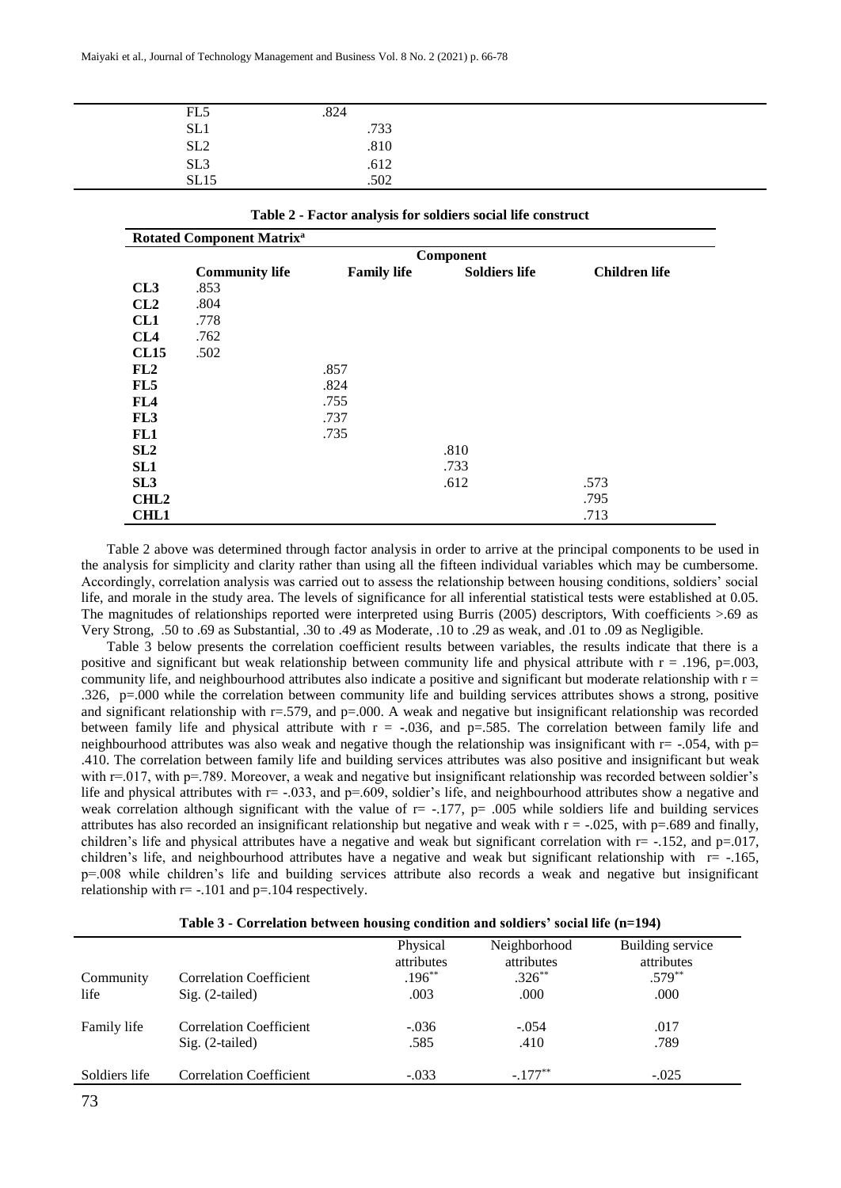| | |
|---|---|
| FL5 | .824 |
| SL1 | .733 |
| SL2 | .810 |
| SL3 | .612 |
| SL15 | .502 |

**Table 2 - Factor analysis for soldiers social life construct**

| Rotated Component Matrix[a] | | | | |
|---|---|---|---|---|
| | Component | | | |
| | **Community life** | **Family life** | **Soldiers life** | **Children life** |
| **CL3** | .853 | | | |
| **CL2** | .804 | | | |
| **CL1** | .778 | | | |
| **CL4** | .762 | | | |
| **CL15** | .502 | | | |
| **FL2** | | .857 | | |
| **FL5** | | .824 | | |
| **FL4** | | .755 | | |
| **FL3** | | .737 | | |
| **FL1** | | .735 | | |
| **SL2** | | | .810 | |
| **SL1** | | | .733 | |
| **SL3** | | | .612 | .573 |
| **CHL2** | | | | .795 |
| **CHL1** | | | | .713 |

Table 2 above was determined through factor analysis in order to arrive at the principal components to be used in the analysis for simplicity and clarity rather than using all the fifteen individual variables which may be cumbersome. Accordingly, correlation analysis was carried out to assess the relationship between housing conditions, soldiers' social life, and morale in the study area. The levels of significance for all inferential statistical tests were established at 0.05. The magnitudes of relationships reported were interpreted using Burris (2005) descriptors, With coefficients >.69 as Very Strong, .50 to .69 as Substantial, .30 to .49 as Moderate, .10 to .29 as weak, and .01 to .09 as Negligible.

Table 3 below presents the correlation coefficient results between variables, the results indicate that there is a positive and significant but weak relationship between community life and physical attribute with $r = .196$, $p=.003$, community life, and neighbourhood attributes also indicate a positive and significant but moderate relationship with $r = .326$, $p=.000$ while the correlation between community life and building services attributes shows a strong, positive and significant relationship with $r=.579$, and $p=.000$. A weak and negative but insignificant relationship was recorded between family life and physical attribute with $r = -.036$, and $p=.585$. The correlation between family life and neighbourhood attributes was also weak and negative though the relationship was insignificant with $r= -.054$, with $p= .410$. The correlation between family life and building services attributes was also positive and insignificant but weak with $r=.017$, with $p=.789$. Moreover, a weak and negative but insignificant relationship was recorded between soldier's life and physical attributes with $r= -.033$, and $p=.609$, soldier's life, and neighbourhood attributes show a negative and weak correlation although significant with the value of $r= -.177$, $p= .005$ while soldiers life and building services attributes has also recorded an insignificant relationship but negative and weak with $r = -.025$, with $p=.689$ and finally, children's life and physical attributes have a negative and weak but significant correlation with $r= -.152$, and $p=.017$, children's life, and neighbourhood attributes have a negative and weak but significant relationship with $r= -.165$, $p=.008$ while children's life and building services attribute also records a weak and negative but insignificant relationship with $r= -.101$ and $p=.104$ respectively.

**Table 3 - Correlation between housing condition and soldiers' social life (n=194)**

| | | Physical attributes | Neighborhood attributes | Building service attributes |
|---|---|---|---|---|
| Community life | Correlation Coefficient | .196** | .326** | .579** |
| | Sig. (2-tailed) | .003 | .000 | .000 |
| Family life | Correlation Coefficient | -.036 | -.054 | .017 |
| | Sig. (2-tailed) | .585 | .410 | .789 |
| Soldiers life | Correlation Coefficient | -.033 | -.177** | -.025 |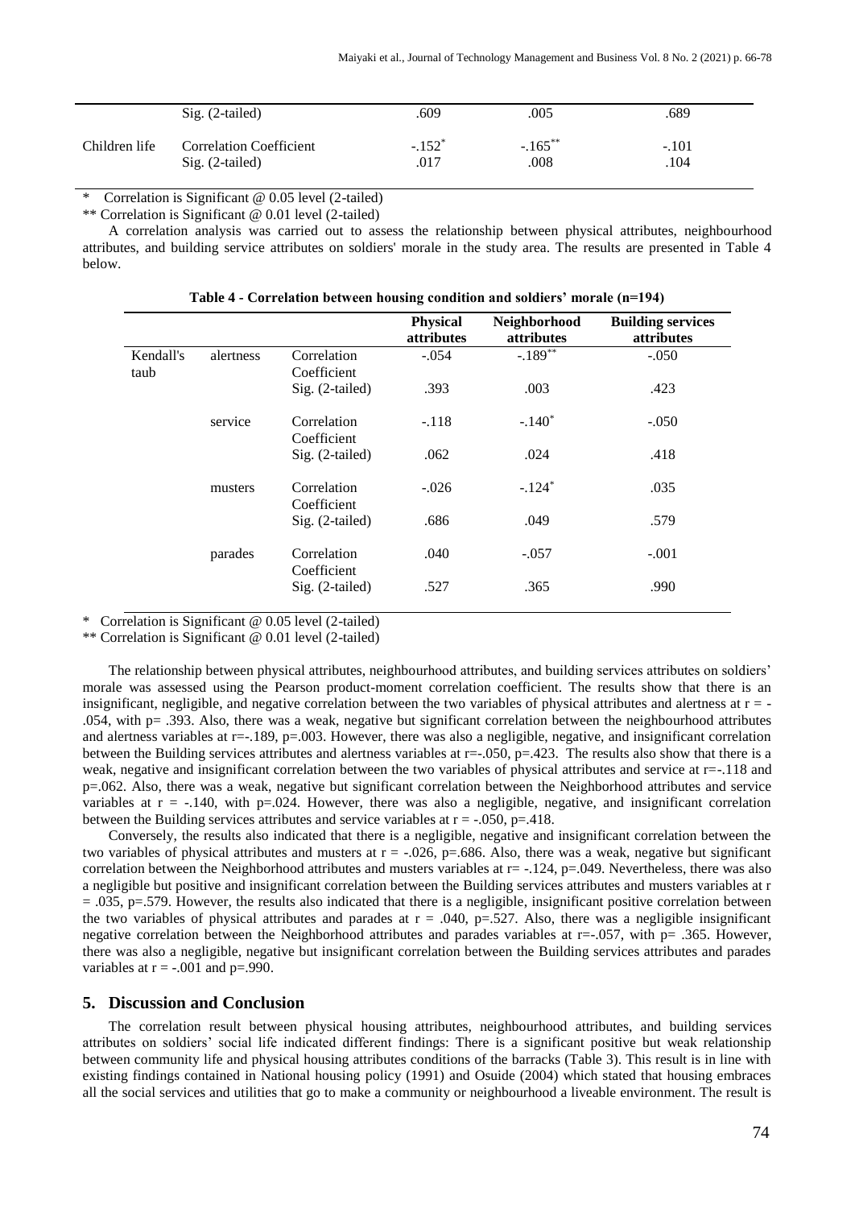| | | | | |
|---|---|---|---|---|
| | Sig. (2-tailed) | .609 | .005 | .689 |
| Children life | Correlation Coefficient | -.152* | -.165** | -.101 |
| | Sig. (2-tailed) | .017 | .008 | .104 |

\* Correlation is Significant @ 0.05 level (2-tailed)

\*\* Correlation is Significant @ 0.01 level (2-tailed)

A correlation analysis was carried out to assess the relationship between physical attributes, neighbourhood attributes, and building service attributes on soldiers' morale in the study area. The results are presented in Table 4 below.

**Table 4 - Correlation between housing condition and soldiers' morale (n=194)**

| | | | Physical attributes | Neighborhood attributes | Building services attributes |
|---|---|---|---|---|---|
| Kendall's taub | alertness | Correlation Coefficient | -.054 | -.189** | -.050 |
| | | Sig. (2-tailed) | .393 | .003 | .423 |
| | service | Correlation Coefficient | -.118 | -.140* | -.050 |
| | | Sig. (2-tailed) | .062 | .024 | .418 |
| | musters | Correlation Coefficient | -.026 | -.124* | .035 |
| | | Sig. (2-tailed) | .686 | .049 | .579 |
| | parades | Correlation Coefficient | .040 | -.057 | -.001 |
| | | Sig. (2-tailed) | .527 | .365 | .990 |

\* Correlation is Significant @ 0.05 level (2-tailed)

\*\* Correlation is Significant @ 0.01 level (2-tailed)

The relationship between physical attributes, neighbourhood attributes, and building services attributes on soldiers' morale was assessed using the Pearson product-moment correlation coefficient. The results show that there is an insignificant, negligible, and negative correlation between the two variables of physical attributes and alertness at r = -.054, with p= .393. Also, there was a weak, negative but significant correlation between the neighbourhood attributes and alertness variables at r=-.189, p=.003. However, there was also a negligible, negative, and insignificant correlation between the Building services attributes and alertness variables at r=-.050, p=.423. The results also show that there is a weak, negative and insignificant correlation between the two variables of physical attributes and service at r=-.118 and p=.062. Also, there was a weak, negative but significant correlation between the Neighborhood attributes and service variables at r = -.140, with p=.024. However, there was also a negligible, negative, and insignificant correlation between the Building services attributes and service variables at r = -.050, p=.418.

Conversely, the results also indicated that there is a negligible, negative and insignificant correlation between the two variables of physical attributes and musters at r = -.026, p=.686. Also, there was a weak, negative but significant correlation between the Neighborhood attributes and musters variables at r= -.124, p=.049. Nevertheless, there was also a negligible but positive and insignificant correlation between the Building services attributes and musters variables at r = .035, p=.579. However, the results also indicated that there is a negligible, insignificant positive correlation between the two variables of physical attributes and parades at r = .040, p=.527. Also, there was a negligible insignificant negative correlation between the Neighborhood attributes and parades variables at r=-.057, with p= .365. However, there was also a negligible, negative but insignificant correlation between the Building services attributes and parades variables at r = -.001 and p=.990.

## 5. Discussion and Conclusion

The correlation result between physical housing attributes, neighbourhood attributes, and building services attributes on soldiers' social life indicated different findings: There is a significant positive but weak relationship between community life and physical housing attributes conditions of the barracks (Table 3). This result is in line with existing findings contained in National housing policy (1991) and Osuide (2004) which stated that housing embraces all the social services and utilities that go to make a community or neighbourhood a liveable environment. The result is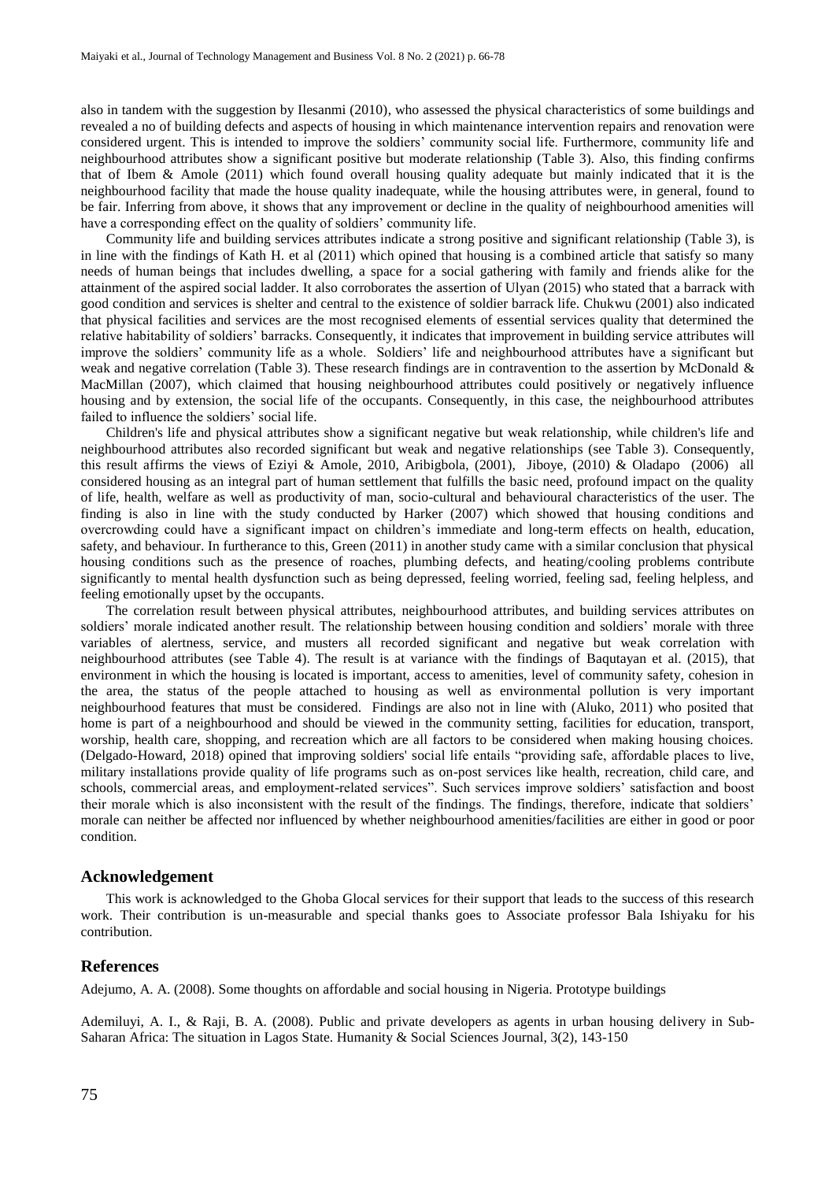also in tandem with the suggestion by Ilesanmi (2010), who assessed the physical characteristics of some buildings and revealed a no of building defects and aspects of housing in which maintenance intervention repairs and renovation were considered urgent. This is intended to improve the soldiers' community social life. Furthermore, community life and neighbourhood attributes show a significant positive but moderate relationship (Table 3). Also, this finding confirms that of Ibem & Amole (2011) which found overall housing quality adequate but mainly indicated that it is the neighbourhood facility that made the house quality inadequate, while the housing attributes were, in general, found to be fair. Inferring from above, it shows that any improvement or decline in the quality of neighbourhood amenities will have a corresponding effect on the quality of soldiers' community life.

Community life and building services attributes indicate a strong positive and significant relationship (Table 3), is in line with the findings of Kath H. et al (2011) which opined that housing is a combined article that satisfy so many needs of human beings that includes dwelling, a space for a social gathering with family and friends alike for the attainment of the aspired social ladder. It also corroborates the assertion of Ulyan (2015) who stated that a barrack with good condition and services is shelter and central to the existence of soldier barrack life. Chukwu (2001) also indicated that physical facilities and services are the most recognised elements of essential services quality that determined the relative habitability of soldiers' barracks. Consequently, it indicates that improvement in building service attributes will improve the soldiers' community life as a whole. Soldiers' life and neighbourhood attributes have a significant but weak and negative correlation (Table 3). These research findings are in contravention to the assertion by McDonald & MacMillan (2007), which claimed that housing neighbourhood attributes could positively or negatively influence housing and by extension, the social life of the occupants. Consequently, in this case, the neighbourhood attributes failed to influence the soldiers' social life.

Children's life and physical attributes show a significant negative but weak relationship, while children's life and neighbourhood attributes also recorded significant but weak and negative relationships (see Table 3). Consequently, this result affirms the views of Eziyi & Amole, 2010, Aribigbola, (2001), Jiboye, (2010) & Oladapo (2006) all considered housing as an integral part of human settlement that fulfills the basic need, profound impact on the quality of life, health, welfare as well as productivity of man, socio-cultural and behavioural characteristics of the user. The finding is also in line with the study conducted by Harker (2007) which showed that housing conditions and overcrowding could have a significant impact on children's immediate and long-term effects on health, education, safety, and behaviour. In furtherance to this, Green (2011) in another study came with a similar conclusion that physical housing conditions such as the presence of roaches, plumbing defects, and heating/cooling problems contribute significantly to mental health dysfunction such as being depressed, feeling worried, feeling sad, feeling helpless, and feeling emotionally upset by the occupants.

The correlation result between physical attributes, neighbourhood attributes, and building services attributes on soldiers' morale indicated another result. The relationship between housing condition and soldiers' morale with three variables of alertness, service, and musters all recorded significant and negative but weak correlation with neighbourhood attributes (see Table 4). The result is at variance with the findings of Baqutayan et al. (2015), that environment in which the housing is located is important, access to amenities, level of community safety, cohesion in the area, the status of the people attached to housing as well as environmental pollution is very important neighbourhood features that must be considered. Findings are also not in line with (Aluko, 2011) who posited that home is part of a neighbourhood and should be viewed in the community setting, facilities for education, transport, worship, health care, shopping, and recreation which are all factors to be considered when making housing choices. (Delgado-Howard, 2018) opined that improving soldiers' social life entails "providing safe, affordable places to live, military installations provide quality of life programs such as on-post services like health, recreation, child care, and schools, commercial areas, and employment-related services". Such services improve soldiers' satisfaction and boost their morale which is also inconsistent with the result of the findings. The findings, therefore, indicate that soldiers' morale can neither be affected nor influenced by whether neighbourhood amenities/facilities are either in good or poor condition.

## Acknowledgement

This work is acknowledged to the Ghoba Glocal services for their support that leads to the success of this research work. Their contribution is un-measurable and special thanks goes to Associate professor Bala Ishiyaku for his contribution.

## References

Adejumo, A. A. (2008). Some thoughts on affordable and social housing in Nigeria. Prototype buildings

Ademiluyi, A. I., & Raji, B. A. (2008). Public and private developers as agents in urban housing delivery in Sub-Saharan Africa: The situation in Lagos State. Humanity & Social Sciences Journal, 3(2), 143-150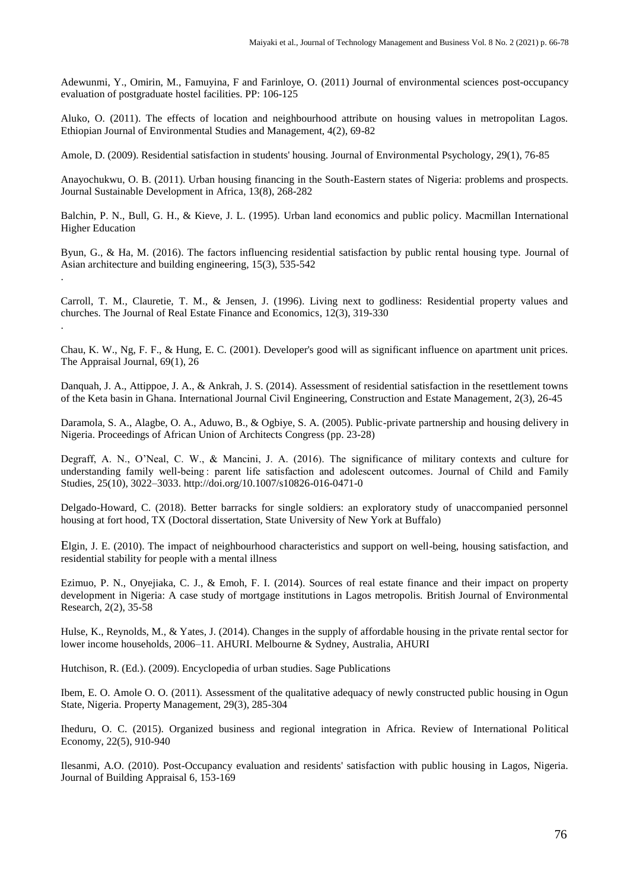Adewunmi, Y., Omirin, M., Famuyina, F and Farinloye, O. (2011) Journal of environmental sciences post-occupancy evaluation of postgraduate hostel facilities. PP: 106-125

Aluko, O. (2011). The effects of location and neighbourhood attribute on housing values in metropolitan Lagos. Ethiopian Journal of Environmental Studies and Management, 4(2), 69-82

Amole, D. (2009). Residential satisfaction in students' housing. Journal of Environmental Psychology, 29(1), 76-85

Anayochukwu, O. B. (2011). Urban housing financing in the South-Eastern states of Nigeria: problems and prospects. Journal Sustainable Development in Africa, 13(8), 268-282

Balchin, P. N., Bull, G. H., & Kieve, J. L. (1995). Urban land economics and public policy. Macmillan International Higher Education

Byun, G., & Ha, M. (2016). The factors influencing residential satisfaction by public rental housing type. Journal of Asian architecture and building engineering, 15(3), 535-542

.

Carroll, T. M., Clauretie, T. M., & Jensen, J. (1996). Living next to godliness: Residential property values and churches. The Journal of Real Estate Finance and Economics, 12(3), 319-330

.

Chau, K. W., Ng, F. F., & Hung, E. C. (2001). Developer's good will as significant influence on apartment unit prices. The Appraisal Journal, 69(1), 26

Danquah, J. A., Attippoe, J. A., & Ankrah, J. S. (2014). Assessment of residential satisfaction in the resettlement towns of the Keta basin in Ghana. International Journal Civil Engineering, Construction and Estate Management, 2(3), 26-45

Daramola, S. A., Alagbe, O. A., Aduwo, B., & Ogbiye, S. A. (2005). Public-private partnership and housing delivery in Nigeria. Proceedings of African Union of Architects Congress (pp. 23-28)

Degraff, A. N., O'Neal, C. W., & Mancini, J. A. (2016). The significance of military contexts and culture for understanding family well-being : parent life satisfaction and adolescent outcomes. Journal of Child and Family Studies, 25(10), 3022–3033. http://doi.org/10.1007/s10826-016-0471-0

Delgado-Howard, C. (2018). Better barracks for single soldiers: an exploratory study of unaccompanied personnel housing at fort hood, TX (Doctoral dissertation, State University of New York at Buffalo)

Elgin, J. E. (2010). The impact of neighbourhood characteristics and support on well-being, housing satisfaction, and residential stability for people with a mental illness

Ezimuo, P. N., Onyejiaka, C. J., & Emoh, F. I. (2014). Sources of real estate finance and their impact on property development in Nigeria: A case study of mortgage institutions in Lagos metropolis. British Journal of Environmental Research, 2(2), 35-58

Hulse, K., Reynolds, M., & Yates, J. (2014). Changes in the supply of affordable housing in the private rental sector for lower income households, 2006–11. AHURI. Melbourne & Sydney, Australia, AHURI

Hutchison, R. (Ed.). (2009). Encyclopedia of urban studies. Sage Publications

Ibem, E. O. Amole O. O. (2011). Assessment of the qualitative adequacy of newly constructed public housing in Ogun State, Nigeria. Property Management, 29(3), 285-304

Iheduru, O. C. (2015). Organized business and regional integration in Africa. Review of International Political Economy, 22(5), 910-940

Ilesanmi, A.O. (2010). Post-Occupancy evaluation and residents' satisfaction with public housing in Lagos, Nigeria. Journal of Building Appraisal 6, 153-169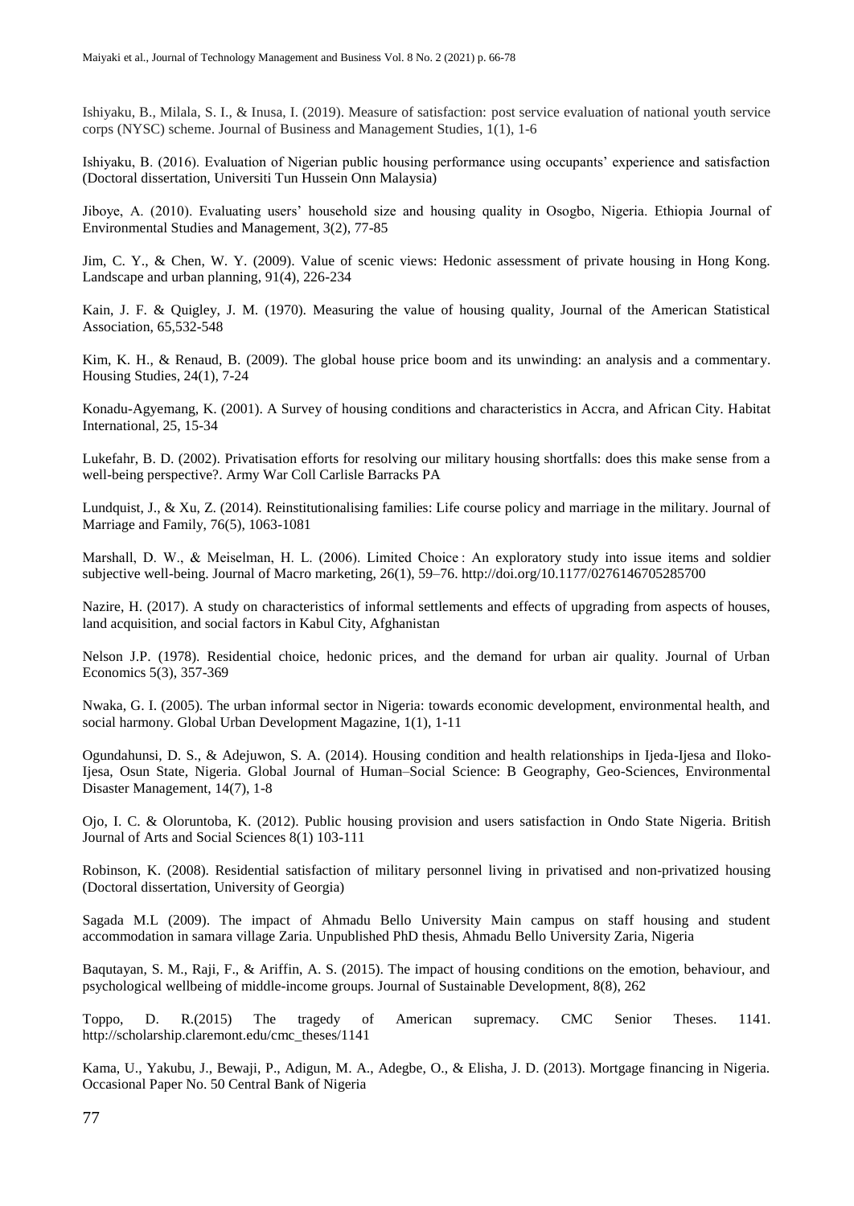Ishiyaku, B., Milala, S. I., & Inusa, I. (2019). Measure of satisfaction: post service evaluation of national youth service corps (NYSC) scheme. Journal of Business and Management Studies, 1(1), 1-6

Ishiyaku, B. (2016). Evaluation of Nigerian public housing performance using occupants' experience and satisfaction (Doctoral dissertation, Universiti Tun Hussein Onn Malaysia)

Jiboye, A. (2010). Evaluating users' household size and housing quality in Osogbo, Nigeria. Ethiopia Journal of Environmental Studies and Management, 3(2), 77-85

Jim, C. Y., & Chen, W. Y. (2009). Value of scenic views: Hedonic assessment of private housing in Hong Kong. Landscape and urban planning, 91(4), 226-234

Kain, J. F. & Quigley, J. M. (1970). Measuring the value of housing quality, Journal of the American Statistical Association, 65,532-548

Kim, K. H., & Renaud, B. (2009). The global house price boom and its unwinding: an analysis and a commentary. Housing Studies, 24(1), 7-24

Konadu-Agyemang, K. (2001). A Survey of housing conditions and characteristics in Accra, and African City. Habitat International, 25, 15-34

Lukefahr, B. D. (2002). Privatisation efforts for resolving our military housing shortfalls: does this make sense from a well-being perspective?. Army War Coll Carlisle Barracks PA

Lundquist, J., & Xu, Z. (2014). Reinstitutionalising families: Life course policy and marriage in the military. Journal of Marriage and Family, 76(5), 1063-1081

Marshall, D. W., & Meiselman, H. L. (2006). Limited Choice : An exploratory study into issue items and soldier subjective well-being. Journal of Macro marketing, 26(1), 59–76. http://doi.org/10.1177/0276146705285700

Nazire, H. (2017). A study on characteristics of informal settlements and effects of upgrading from aspects of houses, land acquisition, and social factors in Kabul City, Afghanistan

Nelson J.P. (1978). Residential choice, hedonic prices, and the demand for urban air quality. Journal of Urban Economics 5(3), 357-369

Nwaka, G. I. (2005). The urban informal sector in Nigeria: towards economic development, environmental health, and social harmony. Global Urban Development Magazine, 1(1), 1-11

Ogundahunsi, D. S., & Adejuwon, S. A. (2014). Housing condition and health relationships in Ijeda-Ijesa and Iloko-Ijesa, Osun State, Nigeria. Global Journal of Human–Social Science: B Geography, Geo-Sciences, Environmental Disaster Management, 14(7), 1-8

Ojo, I. C. & Oloruntoba, K. (2012). Public housing provision and users satisfaction in Ondo State Nigeria. British Journal of Arts and Social Sciences 8(1) 103-111

Robinson, K. (2008). Residential satisfaction of military personnel living in privatised and non-privatized housing (Doctoral dissertation, University of Georgia)

Sagada M.L (2009). The impact of Ahmadu Bello University Main campus on staff housing and student accommodation in samara village Zaria. Unpublished PhD thesis, Ahmadu Bello University Zaria, Nigeria

Baqutayan, S. M., Raji, F., & Ariffin, A. S. (2015). The impact of housing conditions on the emotion, behaviour, and psychological wellbeing of middle-income groups. Journal of Sustainable Development, 8(8), 262

Toppo, D. R.(2015) The tragedy of American supremacy. CMC Senior Theses. 1141. http://scholarship.claremont.edu/cmc_theses/1141

Kama, U., Yakubu, J., Bewaji, P., Adigun, M. A., Adegbe, O., & Elisha, J. D. (2013). Mortgage financing in Nigeria. Occasional Paper No. 50 Central Bank of Nigeria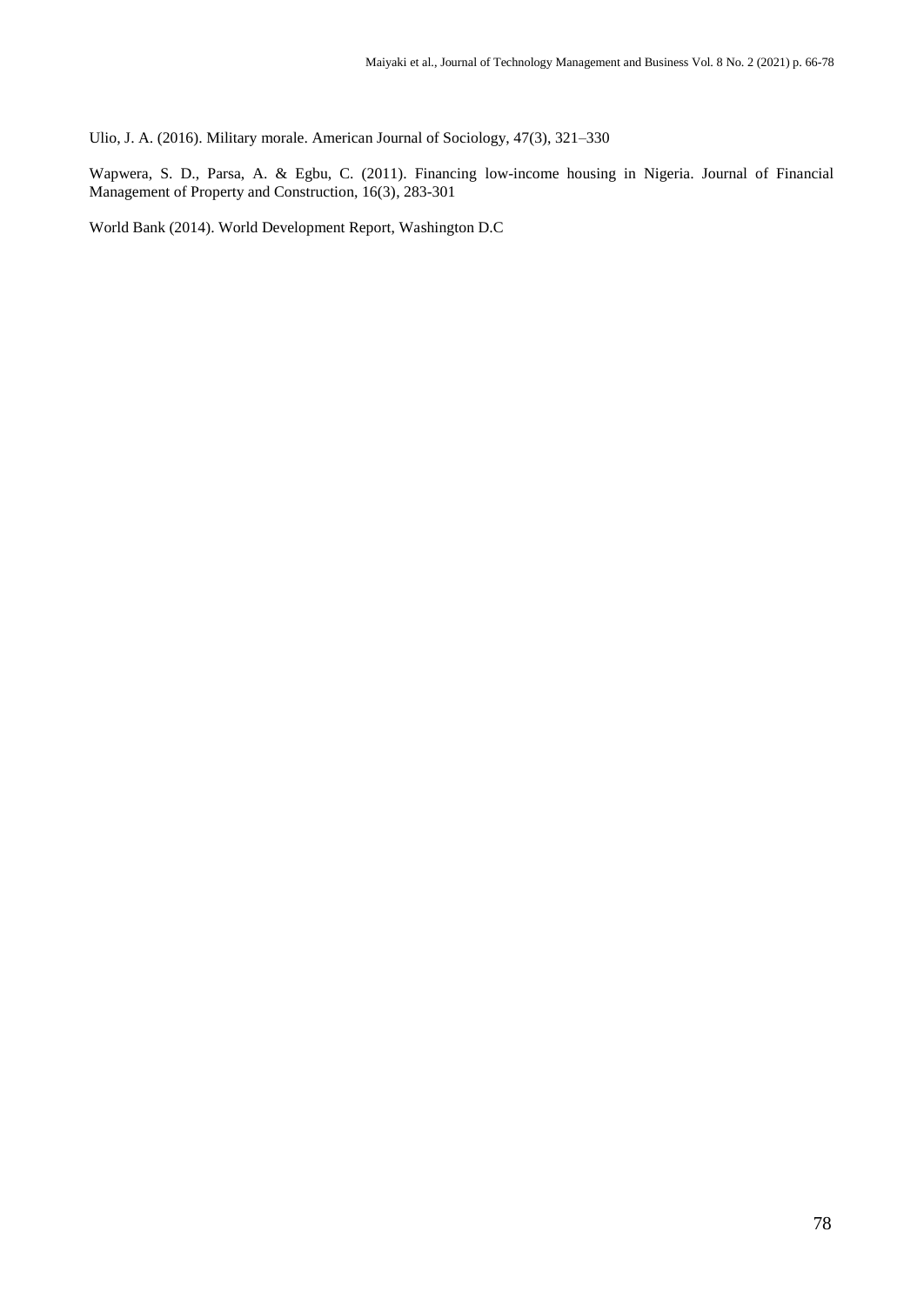Ulio, J. A. (2016). Military morale. American Journal of Sociology, 47(3), 321–330

Wapwera, S. D., Parsa, A. & Egbu, C. (2011). Financing low-income housing in Nigeria. Journal of Financial Management of Property and Construction, 16(3), 283-301

World Bank (2014). World Development Report, Washington D.C